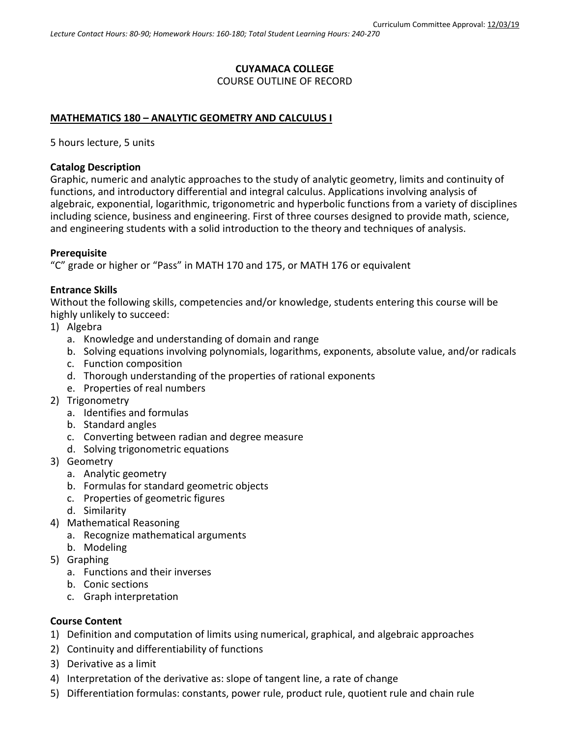Curriculum Committee Approval: 12/03/19

*Lecture Contact Hours: 80-90; Homework Hours: 160-180; Total Student Learning Hours: 240-270*

**CUYAMACA COLLEGE**
COURSE OUTLINE OF RECORD

## MATHEMATICS 180 – ANALYTIC GEOMETRY AND CALCULUS I

5 hours lecture, 5 units

### Catalog Description

Graphic, numeric and analytic approaches to the study of analytic geometry, limits and continuity of functions, and introductory differential and integral calculus. Applications involving analysis of algebraic, exponential, logarithmic, trigonometric and hyperbolic functions from a variety of disciplines including science, business and engineering. First of three courses designed to provide math, science, and engineering students with a solid introduction to the theory and techniques of analysis.

### Prerequisite

"C" grade or higher or "Pass" in MATH 170 and 175, or MATH 176 or equivalent

### Entrance Skills

Without the following skills, competencies and/or knowledge, students entering this course will be highly unlikely to succeed:

1) Algebra
   a. Knowledge and understanding of domain and range
   b. Solving equations involving polynomials, logarithms, exponents, absolute value, and/or radicals
   c. Function composition
   d. Thorough understanding of the properties of rational exponents
   e. Properties of real numbers
2) Trigonometry
   a. Identifies and formulas
   b. Standard angles
   c. Converting between radian and degree measure
   d. Solving trigonometric equations
3) Geometry
   a. Analytic geometry
   b. Formulas for standard geometric objects
   c. Properties of geometric figures
   d. Similarity
4) Mathematical Reasoning
   a. Recognize mathematical arguments
   b. Modeling
5) Graphing
   a. Functions and their inverses
   b. Conic sections
   c. Graph interpretation

### Course Content

1) Definition and computation of limits using numerical, graphical, and algebraic approaches
2) Continuity and differentiability of functions
3) Derivative as a limit
4) Interpretation of the derivative as: slope of tangent line, a rate of change
5) Differentiation formulas: constants, power rule, product rule, quotient rule and chain rule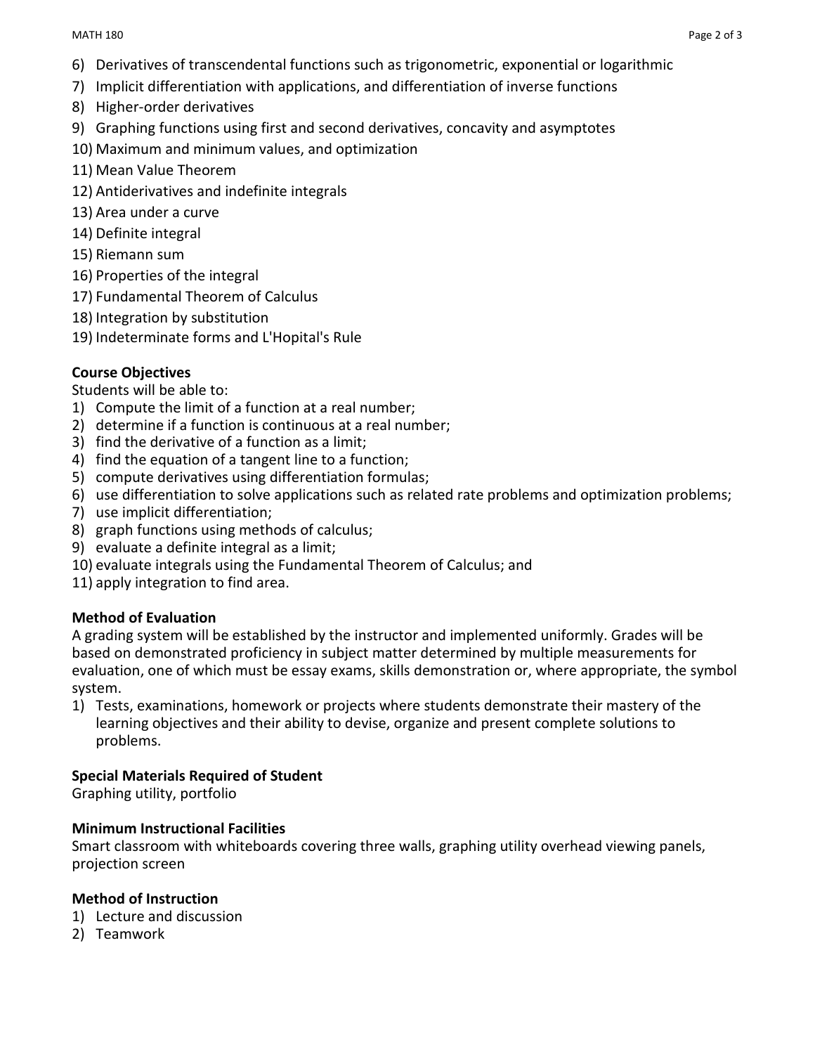6) Derivatives of transcendental functions such as trigonometric, exponential or logarithmic
7) Implicit differentiation with applications, and differentiation of inverse functions
8) Higher-order derivatives
9) Graphing functions using first and second derivatives, concavity and asymptotes
10) Maximum and minimum values, and optimization
11) Mean Value Theorem
12) Antiderivatives and indefinite integrals
13) Area under a curve
14) Definite integral
15) Riemann sum
16) Properties of the integral
17) Fundamental Theorem of Calculus
18) Integration by substitution
19) Indeterminate forms and L'Hopital's Rule

**Course Objectives**

Students will be able to:

1) Compute the limit of a function at a real number;
2) determine if a function is continuous at a real number;
3) find the derivative of a function as a limit;
4) find the equation of a tangent line to a function;
5) compute derivatives using differentiation formulas;
6) use differentiation to solve applications such as related rate problems and optimization problems;
7) use implicit differentiation;
8) graph functions using methods of calculus;
9) evaluate a definite integral as a limit;
10) evaluate integrals using the Fundamental Theorem of Calculus; and
11) apply integration to find area.

**Method of Evaluation**

A grading system will be established by the instructor and implemented uniformly. Grades will be based on demonstrated proficiency in subject matter determined by multiple measurements for evaluation, one of which must be essay exams, skills demonstration or, where appropriate, the symbol system.

1) Tests, examinations, homework or projects where students demonstrate their mastery of the learning objectives and their ability to devise, organize and present complete solutions to problems.

**Special Materials Required of Student**

Graphing utility, portfolio

**Minimum Instructional Facilities**

Smart classroom with whiteboards covering three walls, graphing utility overhead viewing panels, projection screen

**Method of Instruction**

1) Lecture and discussion
2) Teamwork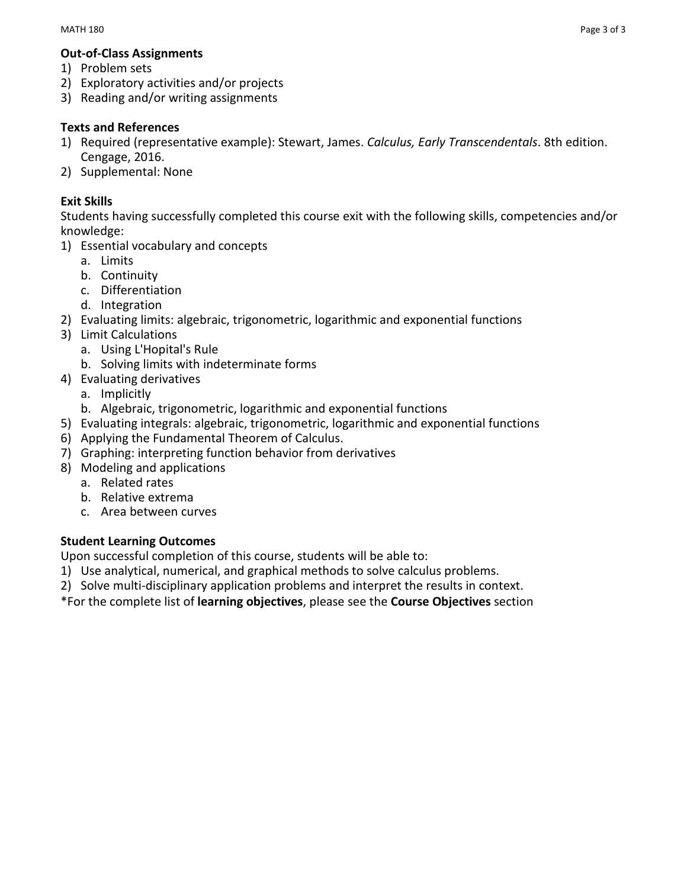**Out-of-Class Assignments**
1) Problem sets
2) Exploratory activities and/or projects
3) Reading and/or writing assignments

**Texts and References**
1) Required (representative example): Stewart, James. *Calculus, Early Transcendentals*. 8th edition. Cengage, 2016.
2) Supplemental: None

**Exit Skills**
Students having successfully completed this course exit with the following skills, competencies and/or knowledge:
1) Essential vocabulary and concepts
   a. Limits
   b. Continuity
   c. Differentiation
   d. Integration
2) Evaluating limits: algebraic, trigonometric, logarithmic and exponential functions
3) Limit Calculations
   a. Using L'Hopital's Rule
   b. Solving limits with indeterminate forms
4) Evaluating derivatives
   a. Implicitly
   b. Algebraic, trigonometric, logarithmic and exponential functions
5) Evaluating integrals: algebraic, trigonometric, logarithmic and exponential functions
6) Applying the Fundamental Theorem of Calculus.
7) Graphing: interpreting function behavior from derivatives
8) Modeling and applications
   a. Related rates
   b. Relative extrema
   c. Area between curves

**Student Learning Outcomes**
Upon successful completion of this course, students will be able to:
1) Use analytical, numerical, and graphical methods to solve calculus problems.
2) Solve multi-disciplinary application problems and interpret the results in context.

*For the complete list of **learning objectives**, please see the **Course Objectives** section